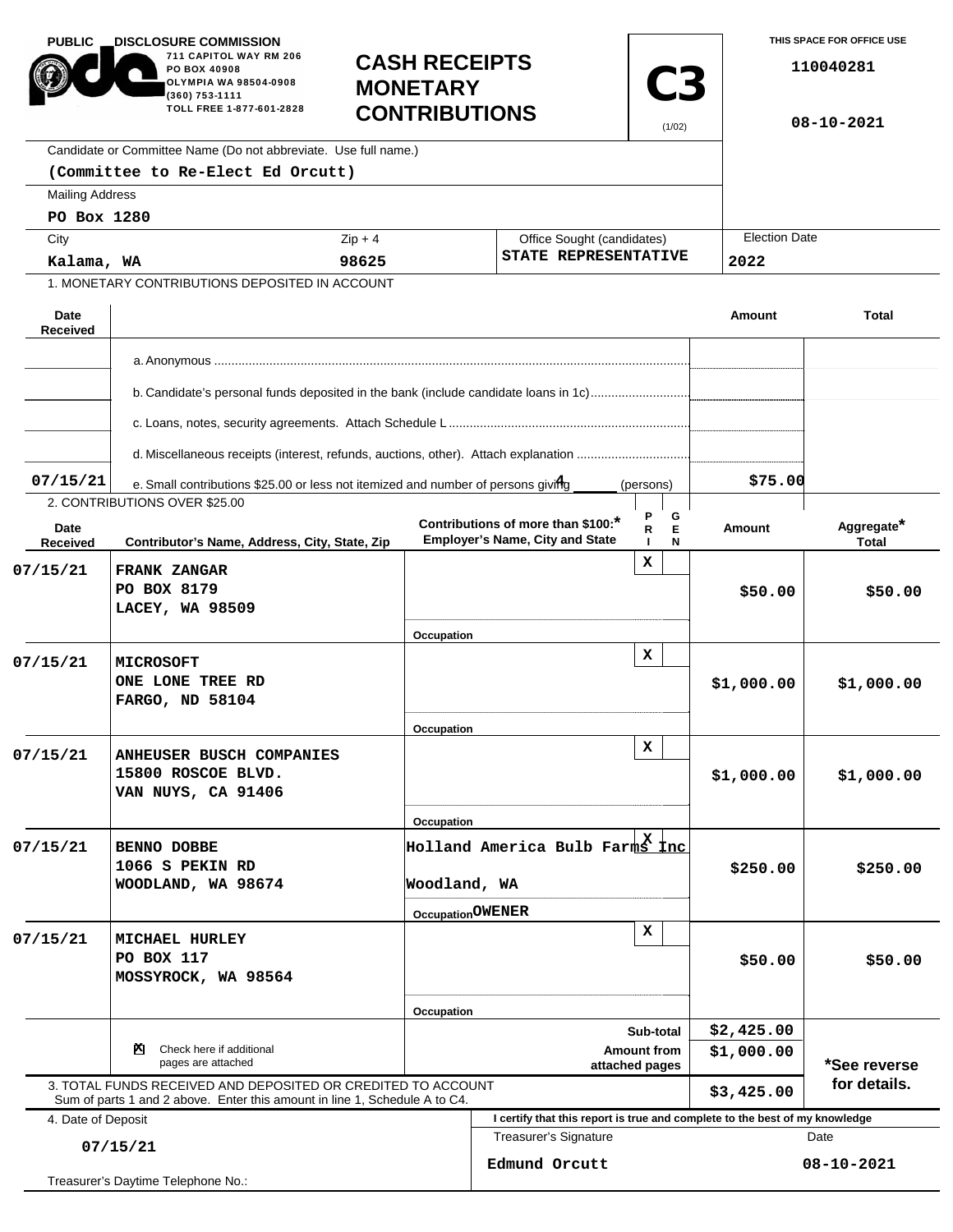PUBLIC DISCLOSURE COMMISSION
711 CAPITOL WAY RM 206
PO BOX 40908
OLYMPIA WA 98504-0908
(360) 753-1111
TOLL FREE 1-877-601-2828

# CASH RECEIPTS MONETARY CONTRIBUTIONS

**C3** (1/02)

THIS SPACE FOR OFFICE USE

110040281

08-10-2021

Candidate or Committee Name (Do not abbreviate. Use full name.)

**(Committee to Re-Elect Ed Orcutt)**

Mailing Address

**PO Box 1280**

| City | Zip + 4 | Office Sought (candidates) | Election Date |
|---|---|---|---|
| Kalama, WA | 98625 | STATE REPRESENTATIVE | 2022 |

1. MONETARY CONTRIBUTIONS DEPOSITED IN ACCOUNT

| Date Received | | Amount | Total |
|---|---|---|---|
| | a. Anonymous | | |
| | b. Candidate's personal funds deposited in the bank (include candidate loans in 1c) | | |
| | c. Loans, notes, security agreements. Attach Schedule L | | |
| | d. Miscellaneous receipts (interest, refunds, auctions, other). Attach explanation | | |
| 07/15/21 | e. Small contributions $25.00 or less not itemized and number of persons giving 4 (persons) | $75.00 | |

2. CONTRIBUTIONS OVER $25.00

| Date Received | Contributor's Name, Address, City, State, Zip | Contributions of more than $100:* Employer's Name, City and State | PRI | GEN | Amount | Aggregate* Total |
|---|---|---|---|---|---|---|
| 07/15/21 | FRANK ZANGAR<br>PO BOX 8179<br>LACEY, WA 98509 | Occupation | X | | $50.00 | $50.00 |
| 07/15/21 | MICROSOFT<br>ONE LONE TREE RD<br>FARGO, ND 58104 | Occupation | X | | $1,000.00 | $1,000.00 |
| 07/15/21 | ANHEUSER BUSCH COMPANIES<br>15800 ROSCOE BLVD.<br>VAN NUYS, CA 91406 | Occupation | X | | $1,000.00 | $1,000.00 |
| 07/15/21 | BENNO DOBBE<br>1066 S PEKIN RD<br>WOODLAND, WA 98674 | Holland America Bulb Farms Inc<br>Woodland, WA<br>Occupation OWENER | X | | $250.00 | $250.00 |
| 07/15/21 | MICHAEL HURLEY<br>PO BOX 117<br>MOSSYROCK, WA 98564 | Occupation | X | | $50.00 | $50.00 |

[X] Check here if additional pages are attached

| | |
|---|---|
| Sub-total | $2,425.00 |
| Amount from attached pages | $1,000.00 |

*See reverse for details.

3. TOTAL FUNDS RECEIVED AND DEPOSITED OR CREDITED TO ACCOUNT
Sum of parts 1 and 2 above. Enter this amount in line 1, Schedule A to C4. **$3,425.00**

4. Date of Deposit

**07/15/21**

Treasurer's Daytime Telephone No.:

I certify that this report is true and complete to the best of my knowledge

| Treasurer's Signature | Date |
|---|---|
| Edmund Orcutt | 08-10-2021 |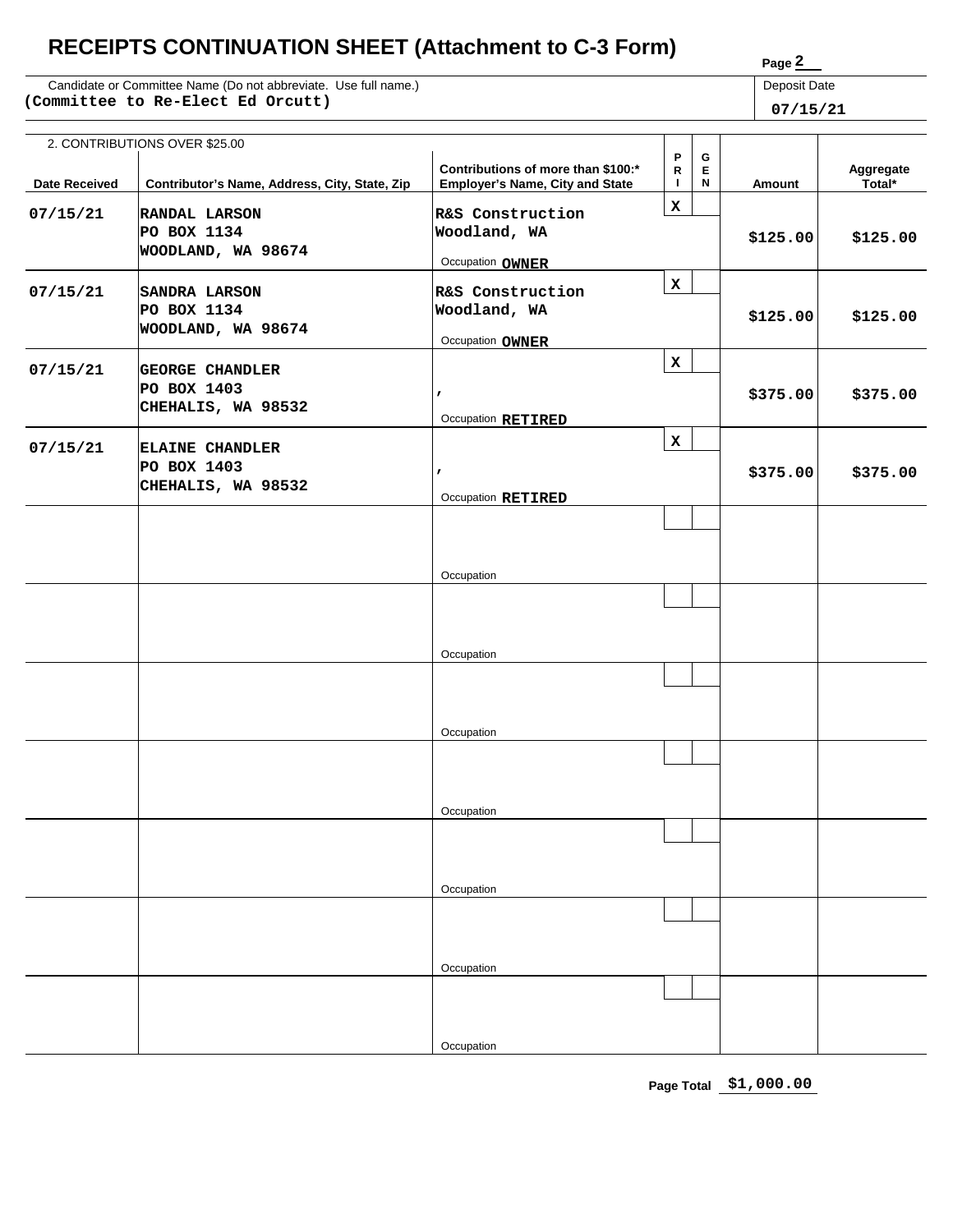# RECEIPTS CONTINUATION SHEET (Attachment to C-3 Form)

Page 2

Candidate or Committee Name (Do not abbreviate. Use full name.)
**(Committee to Re-Elect Ed Orcutt)**

Deposit Date
**07/15/21**

2. CONTRIBUTIONS OVER $25.00

| Date Received | Contributor's Name, Address, City, State, Zip | Contributions of more than $100:* Employer's Name, City and State | PRI | GEN | Amount | Aggregate Total* |
|---|---|---|---|---|---|---|
| 07/15/21 | RANDAL LARSON<br>PO BOX 1134<br>WOODLAND, WA 98674 | R&S Construction<br>Woodland, WA<br>Occupation OWNER | X | | $125.00 | $125.00 |
| 07/15/21 | SANDRA LARSON<br>PO BOX 1134<br>WOODLAND, WA 98674 | R&S Construction<br>Woodland, WA<br>Occupation OWNER | X | | $125.00 | $125.00 |
| 07/15/21 | GEORGE CHANDLER<br>PO BOX 1403<br>CHEHALIS, WA 98532 | ,<br>Occupation RETIRED | X | | $375.00 | $375.00 |
| 07/15/21 | ELAINE CHANDLER<br>PO BOX 1403<br>CHEHALIS, WA 98532 | ,<br>Occupation RETIRED | X | | $375.00 | $375.00 |
| | | Occupation | | | | |
| | | Occupation | | | | |
| | | Occupation | | | | |
| | | Occupation | | | | |
| | | Occupation | | | | |
| | | Occupation | | | | |
| | | Occupation | | | | |

Page Total **$1,000.00**